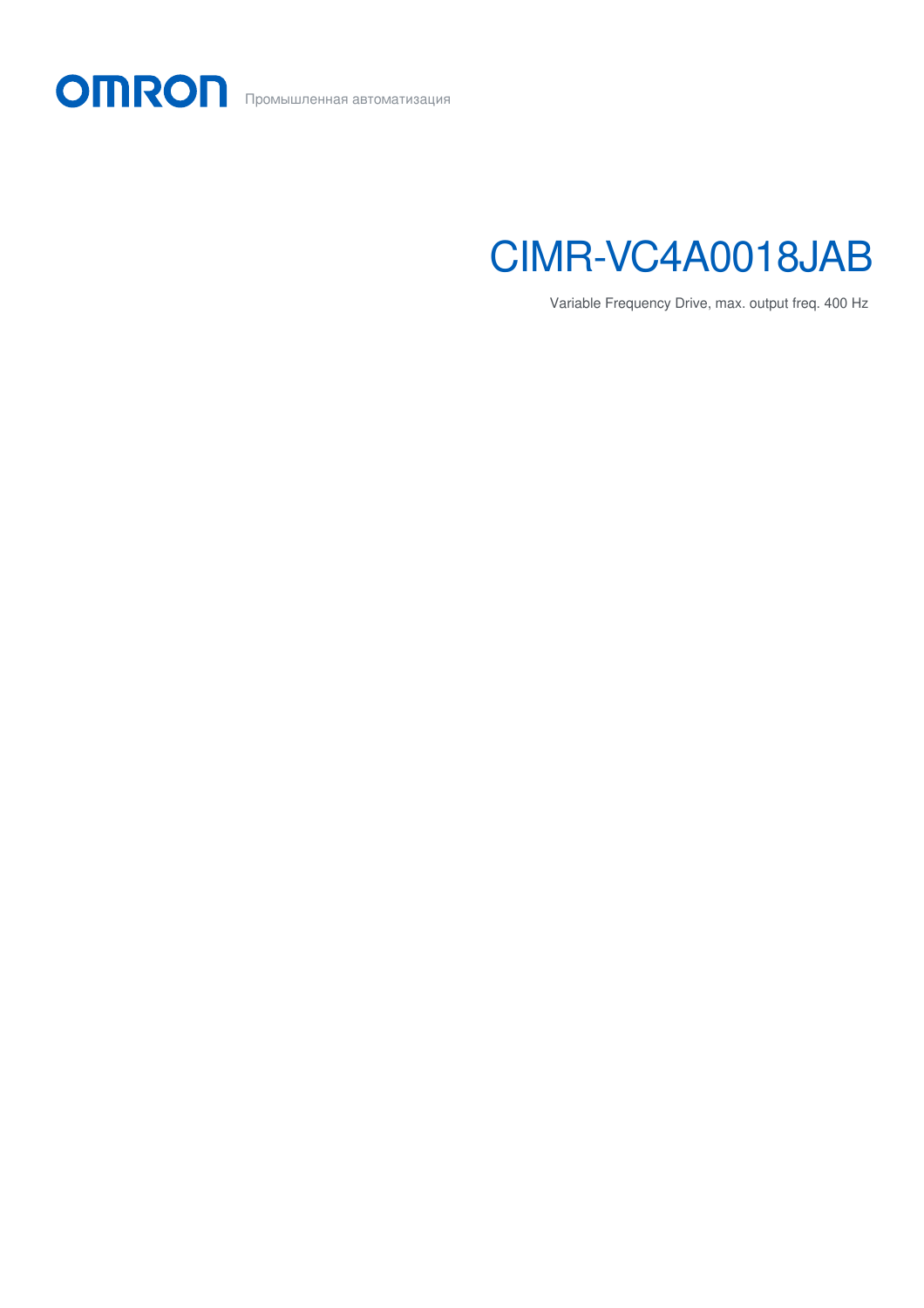OMRON Промышленная автоматизация

# CIMR-VC4A0018JAB

Variable Frequency Drive, max. output freq. 400 Hz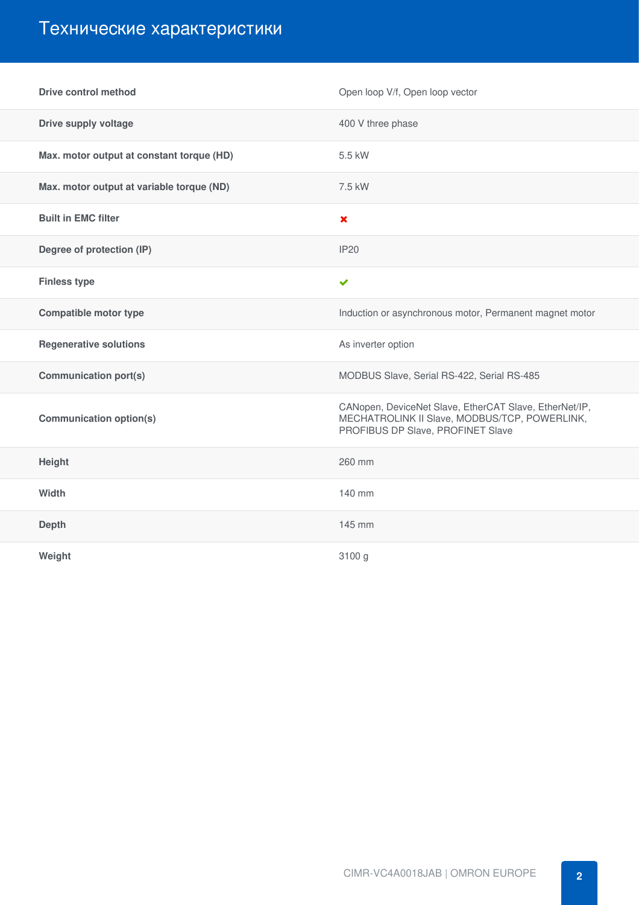# Технические характеристики

| | |
|---|---|
| **Drive control method** | Open loop V/f, Open loop vector |
| **Drive supply voltage** | 400 V three phase |
| **Max. motor output at constant torque (HD)** | 5.5 kW |
| **Max. motor output at variable torque (ND)** | 7.5 kW |
| **Built in EMC filter** | ✖ |
| **Degree of protection (IP)** | IP20 |
| **Finless type** | ✔ |
| **Compatible motor type** | Induction or asynchronous motor, Permanent magnet motor |
| **Regenerative solutions** | As inverter option |
| **Communication port(s)** | MODBUS Slave, Serial RS-422, Serial RS-485 |
| **Communication option(s)** | CANopen, DeviceNet Slave, EtherCAT Slave, EtherNet/IP, MECHATROLINK II Slave, MODBUS/TCP, POWERLINK, PROFIBUS DP Slave, PROFINET Slave |
| **Height** | 260 mm |
| **Width** | 140 mm |
| **Depth** | 145 mm |
| **Weight** | 3100 g |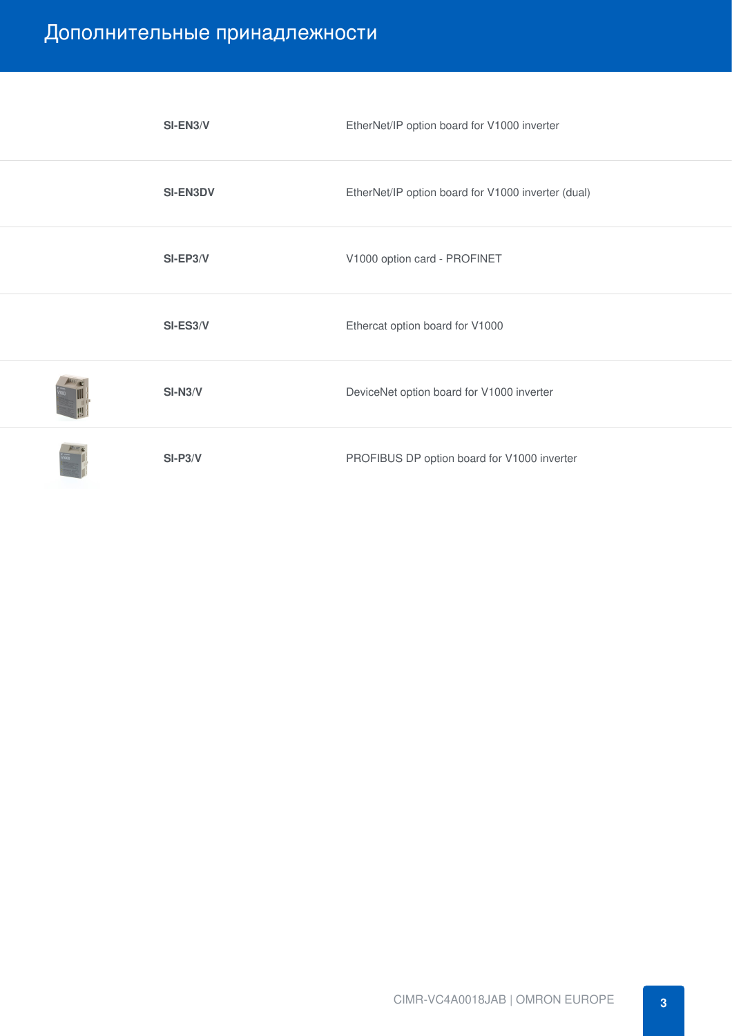# Дополнительные принадлежности

| | |
|---|---|
| **SI-EN3/V** | EtherNet/IP option board for V1000 inverter |
| **SI-EN3DV** | EtherNet/IP option board for V1000 inverter (dual) |
| **SI-EP3/V** | V1000 option card - PROFINET |
| **SI-ES3/V** | Ethercat option board for V1000 |
| **SI-N3/V** | DeviceNet option board for V1000 inverter |
| **SI-P3/V** | PROFIBUS DP option board for V1000 inverter |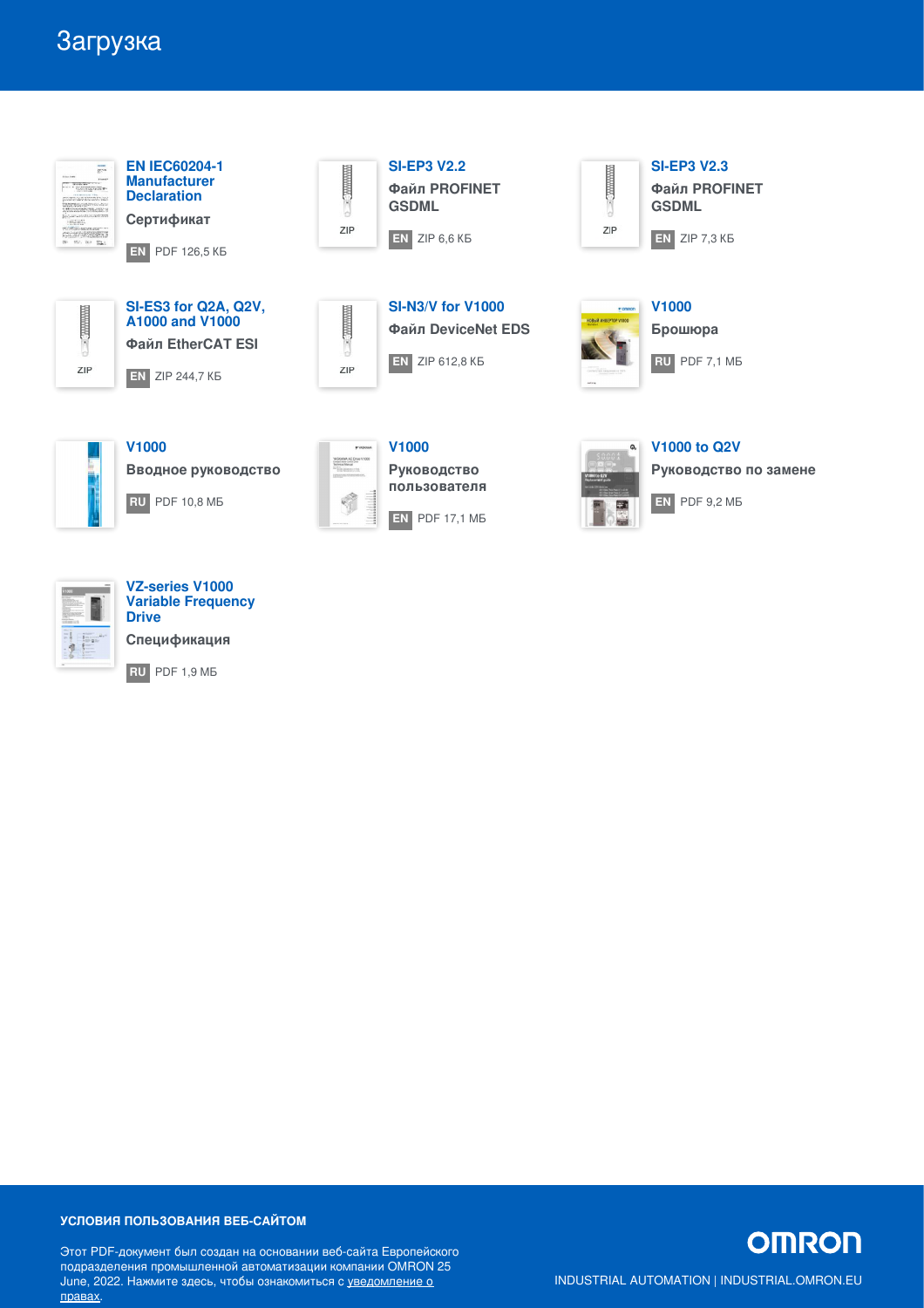# Загрузка

**EN IEC60204-1 Manufacturer Declaration**
**Сертификат**
EN PDF 126,5 КБ

**SI-EP3 V2.2**
**Файл PROFINET GSDML**
EN ZIP 6,6 КБ

**SI-EP3 V2.3**
**Файл PROFINET GSDML**
EN ZIP 7,3 КБ

**SI-ES3 for Q2A, Q2V, A1000 and V1000**
**Файл EtherCAT ESI**
EN ZIP 244,7 КБ

**SI-N3/V for V1000**
**Файл DeviceNet EDS**
EN ZIP 612,8 КБ

**V1000**
**Брошюра**
RU PDF 7,1 МБ

**V1000**
**Вводное руководство**
RU PDF 10,8 МБ

**V1000**
**Руководство пользователя**
EN PDF 17,1 МБ

**V1000 to Q2V**
**Руководство по замене**
EN PDF 9,2 МБ

**VZ-series V1000 Variable Frequency Drive**
**Спецификация**
RU PDF 1,9 МБ

**УСЛОВИЯ ПОЛЬЗОВАНИЯ ВЕБ-САЙТОМ**

Этот PDF-документ был создан на основании веб-сайта Европейского подразделения промышленной автоматизации компании OMRON 25 June, 2022. Нажмите здесь, чтобы ознакомиться с уведомление о правах.

OMRON

INDUSTRIAL AUTOMATION | INDUSTRIAL.OMRON.EU